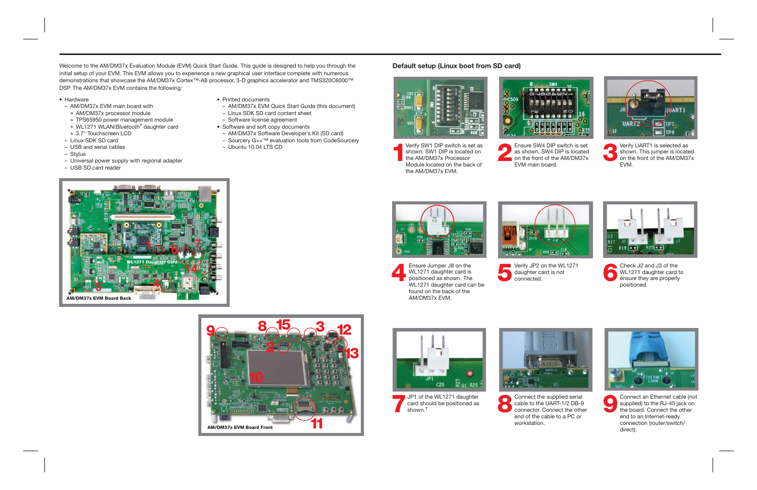Welcome to the AM/DM37x Evaluation Module (EVM) Quick Start Guide. This guide is designed to help you through the initial setup of your EVM. This EVM allows you to experience a new graphical user interface complete with numerous demonstrations that showcase the AM/DM37x Cortex™-A8 processor, 3-D graphics accelerator and TMS320C6000™ DSP. The AM/DM37x EVM contains the following:

- Hardware
  - AM/DM37x EVM main board with
    - AM/DM37x processor module
    - TPS65950 power management module
    - WL1271 WLAN/*Bluetooth*® daughter card
    - 3.7" Touchscreen LCD
  - Linux SDK SD card
  - USB and serial cables
  - Stylus
  - Universal power supply with regional adapter
  - USB SD card reader
- Printed documents
  - AM/DM37x EVM Quick Start Guide (this document)
  - Linux SDK SD card content sheet
  - Software license agreement
- Software and soft copy documents
  - AM/DM37x Software Developer's Kit (SD card)
  - Sourcery G++™ evaluation tools from CodeSourcery
  - Ubuntu 10.04 LTS CD

AM/DM37x EVM Board Back

AM/DM37x EVM Board Front

## Default setup (Linux boot from SD card)

**1** Verify SW1 DIP switch is set as shown. SW1 DIP is located on the AM/DM37x Processor Module located on the back of the AM/DM37x EVM.

**2** Ensure SW4 DIP switch is set as shown. SW4 DIP is located on the front of the AM/DM37x EVM main board.

**3** Verify UART1 is selected as shown. This jumper is located on the front of the AM/DM37x EVM.

**4** Ensure Jumper J8 on the WL1271 daughter card is positioned as shown. The WL1271 daughter card can be found on the back of the AM/DM37x EVM.

**5** Verify JP2 on the WL1271 daughter card is not connected.

**6** Check J2 and J3 of the WL1271 daughter card to ensure they are properly positioned.

**7** JP1 of the WL1271 daughter card should be positioned as shown.†

**8** Connect the supplied serial cable to the UART-1/2 DB-9 connector. Connect the other end of the cable to a PC or workstation.

**9** Connect an Ethernet cable (not supplied) to the RJ-45 jack on the board. Connect the other end to an Internet-ready connection (router/switch/direct).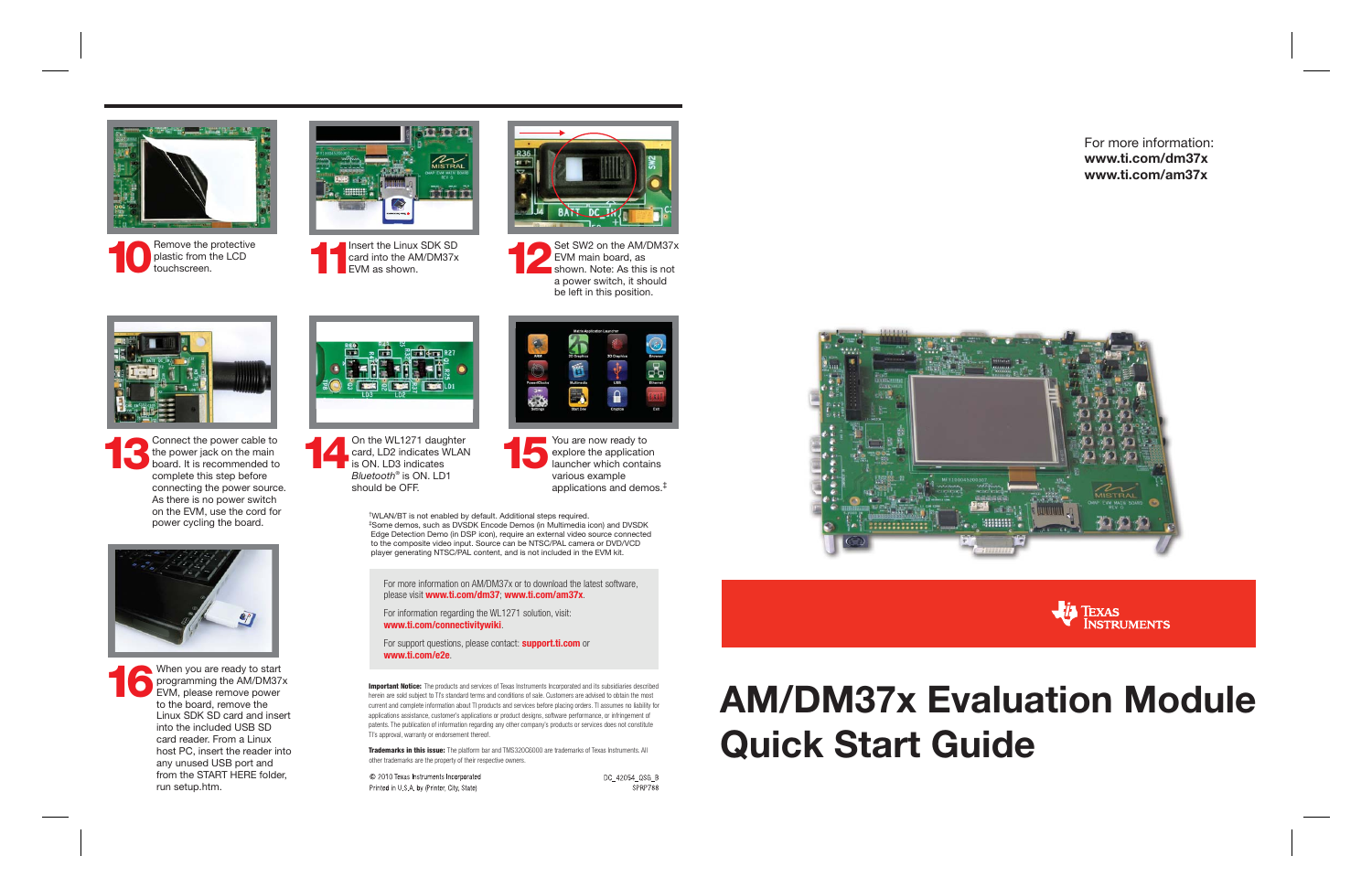10 Remove the protective plastic from the LCD touchscreen.

11 Insert the Linux SDK SD card into the AM/DM37x EVM as shown.

12 Set SW2 on the AM/DM37x EVM main board, as shown. Note: As this is not a power switch, it should be left in this position.

13 Connect the power cable to the power jack on the main board. It is recommended to complete this step before connecting the power source. As there is no power switch on the EVM, use the cord for power cycling the board.

14 On the WL1271 daughter card, LD2 indicates WLAN is ON. LD3 indicates *Bluetooth*® is ON. LD1 should be OFF.

15 You are now ready to explore the application launcher which contains various example applications and demos.‡

16 When you are ready to start programming the AM/DM37x EVM, please remove power to the board, remove the Linux SDK SD card and insert into the included USB SD card reader. From a Linux host PC, insert the reader into any unused USB port and from the START HERE folder, run setup.htm.

†WLAN/BT is not enabled by default. Additional steps required.
‡Some demos, such as DVSDK Encode Demos (in Multimedia icon) and DVSDK Edge Detection Demo (in DSP icon), require an external video source connected to the composite video input. Source can be NTSC/PAL camera or DVD/VCD player generating NTSC/PAL content, and is not included in the EVM kit.

For more information on AM/DM37x or to download the latest software, please visit **www.ti.com/dm37**; **www.ti.com/am37x**.

For information regarding the WL1271 solution, visit: **www.ti.com/connectivitywiki**.

For support questions, please contact: **support.ti.com** or **www.ti.com/e2e**.

**Important Notice:** The products and services of Texas Instruments Incorporated and its subsidiaries described herein are sold subject to TI's standard terms and conditions of sale. Customers are advised to obtain the most current and complete information about TI products and services before placing orders. TI assumes no liability for applications assistance, customer's applications or product designs, software performance, or infringement of patents. The publication of information regarding any other company's products or services does not constitute TI's approval, warranty or endorsement thereof.

**Trademarks in this issue:** The platform bar and TMS320C6000 are trademarks of Texas Instruments. All other trademarks are the property of their respective owners.

© 2010 Texas Instruments Incorporated
Printed in U.S.A. by (Printer, City, State)

DC_42054_QSG_B
SPRP768

For more information:
**www.ti.com/dm37x**
**www.ti.com/am37x**

Texas Instruments

# AM/DM37x Evaluation Module Quick Start Guide